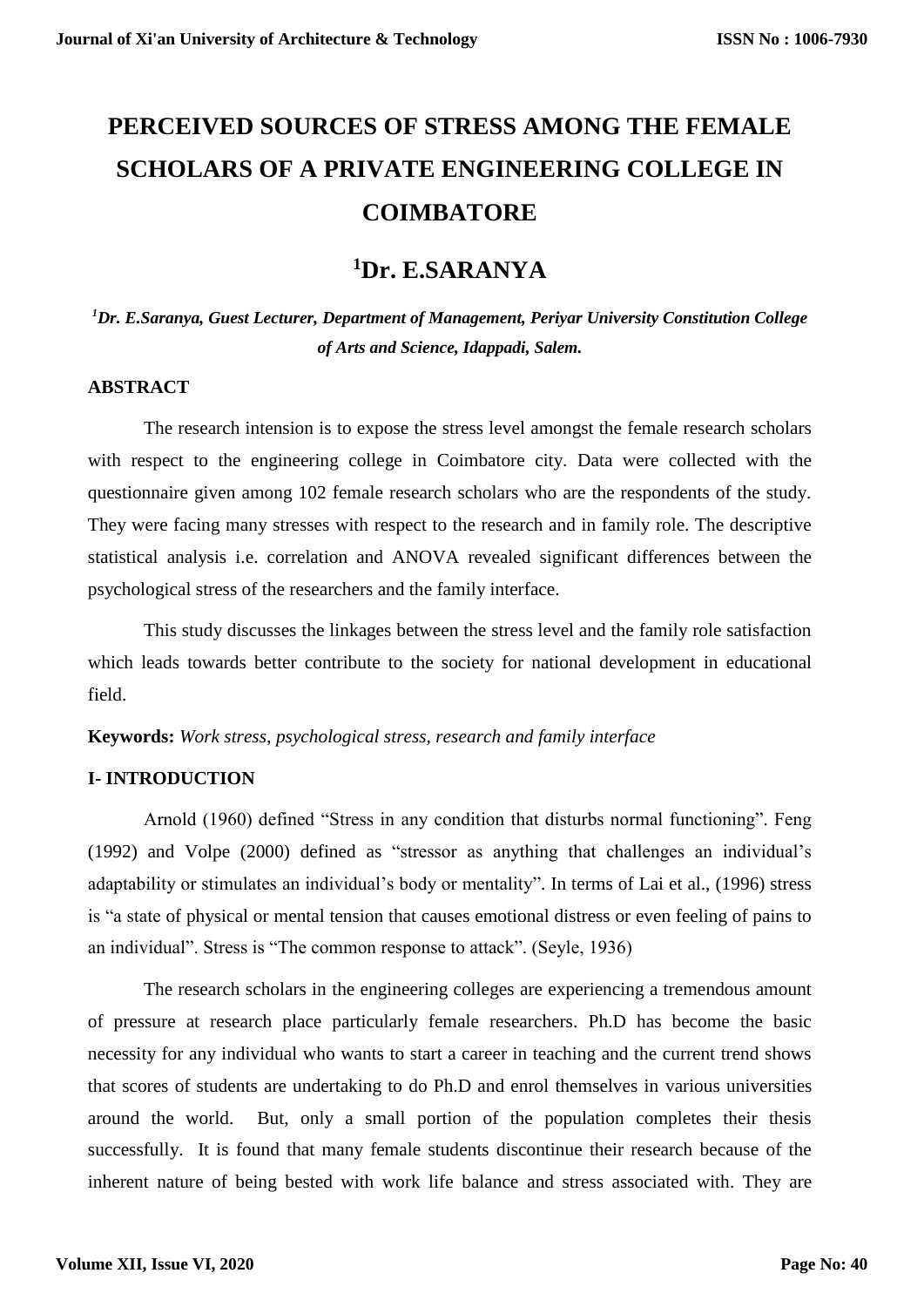# PERCEIVED SOURCES OF STRESS AMONG THE FEMALE SCHOLARS OF A PRIVATE ENGINEERING COLLEGE IN COIMBATORE

## [1]Dr. E.SARANYA

*[1]Dr. E.Saranya, Guest Lecturer, Department of Management, Periyar University Constitution College of Arts and Science, Idappadi, Salem.*

**ABSTRACT**

The research intension is to expose the stress level amongst the female research scholars with respect to the engineering college in Coimbatore city. Data were collected with the questionnaire given among 102 female research scholars who are the respondents of the study. They were facing many stresses with respect to the research and in family role. The descriptive statistical analysis i.e. correlation and ANOVA revealed significant differences between the psychological stress of the researchers and the family interface.

This study discusses the linkages between the stress level and the family role satisfaction which leads towards better contribute to the society for national development in educational field.

**Keywords:** *Work stress, psychological stress, research and family interface*

**I- INTRODUCTION**

Arnold (1960) defined "Stress in any condition that disturbs normal functioning". Feng (1992) and Volpe (2000) defined as "stressor as anything that challenges an individual's adaptability or stimulates an individual's body or mentality". In terms of Lai et al., (1996) stress is "a state of physical or mental tension that causes emotional distress or even feeling of pains to an individual". Stress is "The common response to attack". (Seyle, 1936)

The research scholars in the engineering colleges are experiencing a tremendous amount of pressure at research place particularly female researchers. Ph.D has become the basic necessity for any individual who wants to start a career in teaching and the current trend shows that scores of students are undertaking to do Ph.D and enrol themselves in various universities around the world. But, only a small portion of the population completes their thesis successfully. It is found that many female students discontinue their research because of the inherent nature of being bested with work life balance and stress associated with. They are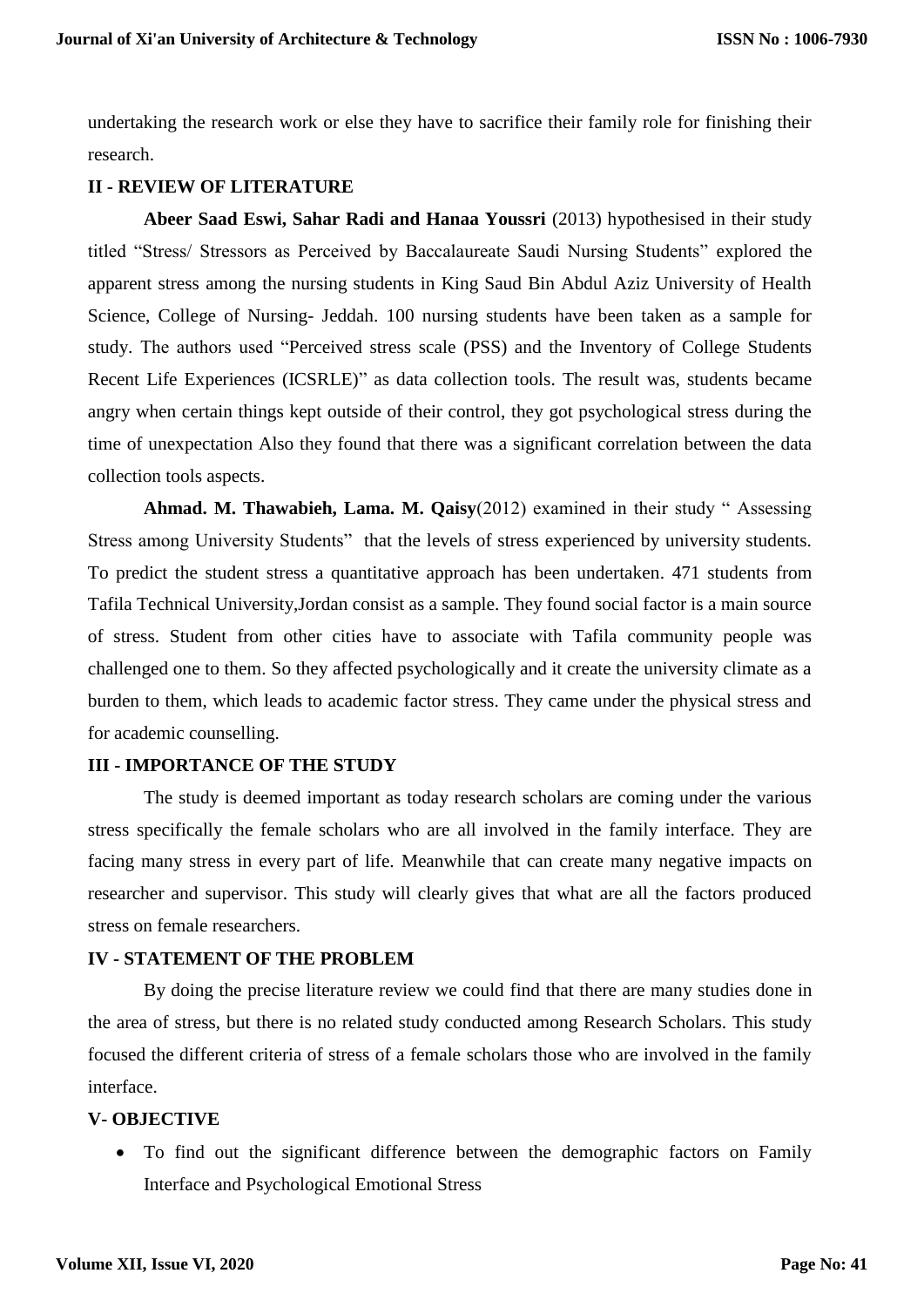undertaking the research work or else they have to sacrifice their family role for finishing their research.

## II - REVIEW OF LITERATURE

**Abeer Saad Eswi, Sahar Radi and Hanaa Youssri** (2013) hypothesised in their study titled "Stress/ Stressors as Perceived by Baccalaureate Saudi Nursing Students" explored the apparent stress among the nursing students in King Saud Bin Abdul Aziz University of Health Science, College of Nursing- Jeddah. 100 nursing students have been taken as a sample for study. The authors used "Perceived stress scale (PSS) and the Inventory of College Students Recent Life Experiences (ICSRLE)" as data collection tools. The result was, students became angry when certain things kept outside of their control, they got psychological stress during the time of unexpectation Also they found that there was a significant correlation between the data collection tools aspects.

**Ahmad. M. Thawabieh, Lama. M. Qaisy**(2012) examined in their study " Assessing Stress among University Students" that the levels of stress experienced by university students. To predict the student stress a quantitative approach has been undertaken. 471 students from Tafila Technical University,Jordan consist as a sample. They found social factor is a main source of stress. Student from other cities have to associate with Tafila community people was challenged one to them. So they affected psychologically and it create the university climate as a burden to them, which leads to academic factor stress. They came under the physical stress and for academic counselling.

## III - IMPORTANCE OF THE STUDY

The study is deemed important as today research scholars are coming under the various stress specifically the female scholars who are all involved in the family interface. They are facing many stress in every part of life. Meanwhile that can create many negative impacts on researcher and supervisor. This study will clearly gives that what are all the factors produced stress on female researchers.

## IV - STATEMENT OF THE PROBLEM

By doing the precise literature review we could find that there are many studies done in the area of stress, but there is no related study conducted among Research Scholars. This study focused the different criteria of stress of a female scholars those who are involved in the family interface.

## V- OBJECTIVE

- To find out the significant difference between the demographic factors on Family Interface and Psychological Emotional Stress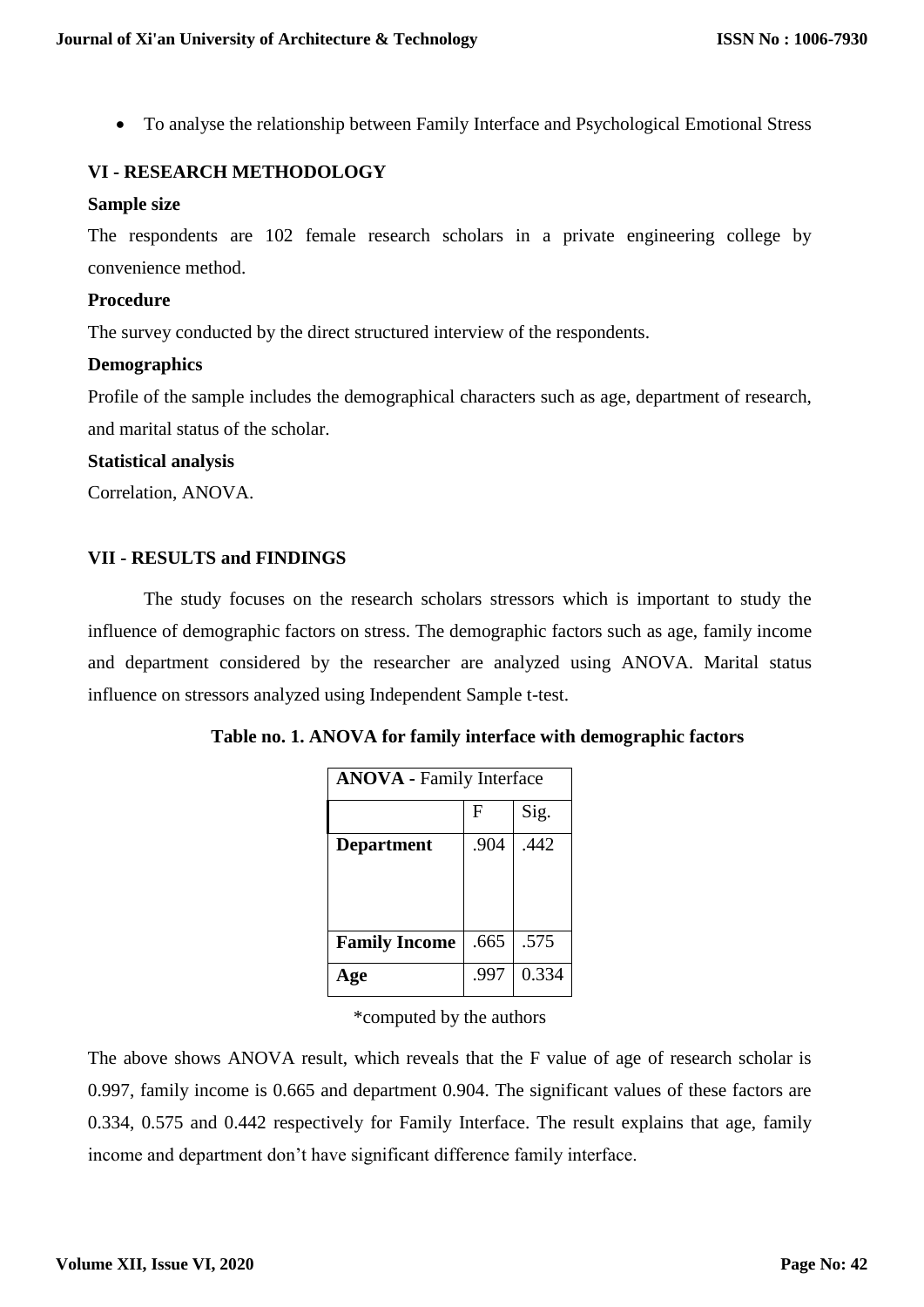- To analyse the relationship between Family Interface and Psychological Emotional Stress

## VI - RESEARCH METHODOLOGY

### Sample size

The respondents are 102 female research scholars in a private engineering college by convenience method.

### Procedure

The survey conducted by the direct structured interview of the respondents.

### Demographics

Profile of the sample includes the demographical characters such as age, department of research, and marital status of the scholar.

### Statistical analysis

Correlation, ANOVA.

## VII - RESULTS and FINDINGS

The study focuses on the research scholars stressors which is important to study the influence of demographic factors on stress. The demographic factors such as age, family income and department considered by the researcher are analyzed using ANOVA. Marital status influence on stressors analyzed using Independent Sample t-test.

**Table no. 1. ANOVA for family interface with demographic factors**

| **ANOVA** - Family Interface | | |
|---|---|---|
| | F | Sig. |
| **Department** | .904 | .442 |
| **Family Income** | .665 | .575 |
| **Age** | .997 | 0.334 |

*computed by the authors

The above shows ANOVA result, which reveals that the F value of age of research scholar is 0.997, family income is 0.665 and department 0.904. The significant values of these factors are 0.334, 0.575 and 0.442 respectively for Family Interface. The result explains that age, family income and department don't have significant difference family interface.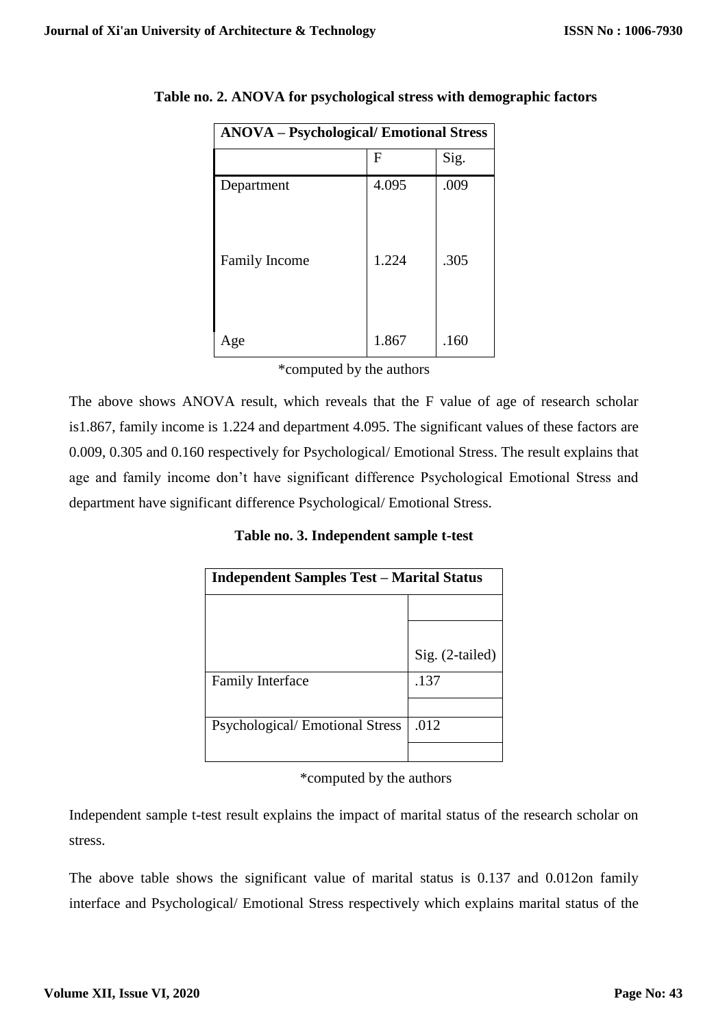**Table no. 2. ANOVA for psychological stress with demographic factors**

| ANOVA – Psychological/ Emotional Stress | | |
|---|---|---|
| | F | Sig. |
| Department | 4.095 | .009 |
| Family Income | 1.224 | .305 |
| Age | 1.867 | .160 |

*computed by the authors

The above shows ANOVA result, which reveals that the F value of age of research scholar is1.867, family income is 1.224 and department 4.095. The significant values of these factors are 0.009, 0.305 and 0.160 respectively for Psychological/ Emotional Stress. The result explains that age and family income don't have significant difference Psychological Emotional Stress and department have significant difference Psychological/ Emotional Stress.

**Table no. 3. Independent sample t-test**

| Independent Samples Test – Marital Status | |
|---|---|
| | Sig. (2-tailed) |
| Family Interface | .137 |
| Psychological/ Emotional Stress | .012 |

*computed by the authors

Independent sample t-test result explains the impact of marital status of the research scholar on stress.

The above table shows the significant value of marital status is 0.137 and 0.012on family interface and Psychological/ Emotional Stress respectively which explains marital status of the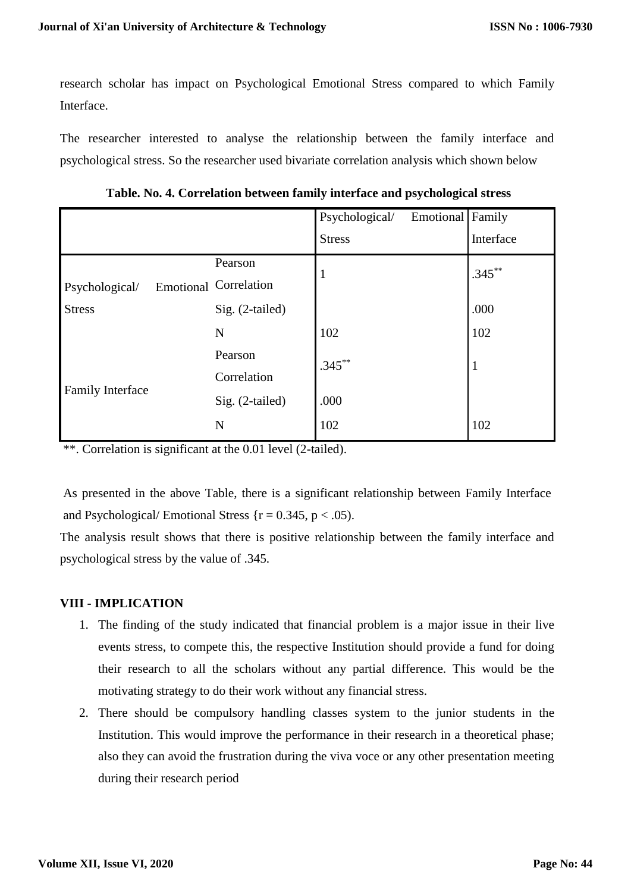research scholar has impact on Psychological Emotional Stress compared to which Family Interface.

The researcher interested to analyse the relationship between the family interface and psychological stress. So the researcher used bivariate correlation analysis which shown below

**Table. No. 4. Correlation between family interface and psychological stress**

| | | Psychological/ Emotional Stress | Family Interface |
|---|---|---|---|
| Psychological/ Emotional Stress | Pearson Correlation | 1 | .345** |
| | Sig. (2-tailed) | | .000 |
| | N | 102 | 102 |
| Family Interface | Pearson Correlation | .345** | 1 |
| | Sig. (2-tailed) | .000 | |
| | N | 102 | 102 |

**. Correlation is significant at the 0.01 level (2-tailed).

As presented in the above Table, there is a significant relationship between Family Interface and Psychological/ Emotional Stress {$r = 0.345$, $p < .05$).

The analysis result shows that there is positive relationship between the family interface and psychological stress by the value of .345.

### VIII - IMPLICATION

1. The finding of the study indicated that financial problem is a major issue in their live events stress, to compete this, the respective Institution should provide a fund for doing their research to all the scholars without any partial difference. This would be the motivating strategy to do their work without any financial stress.
2. There should be compulsory handling classes system to the junior students in the Institution. This would improve the performance in their research in a theoretical phase; also they can avoid the frustration during the viva voce or any other presentation meeting during their research period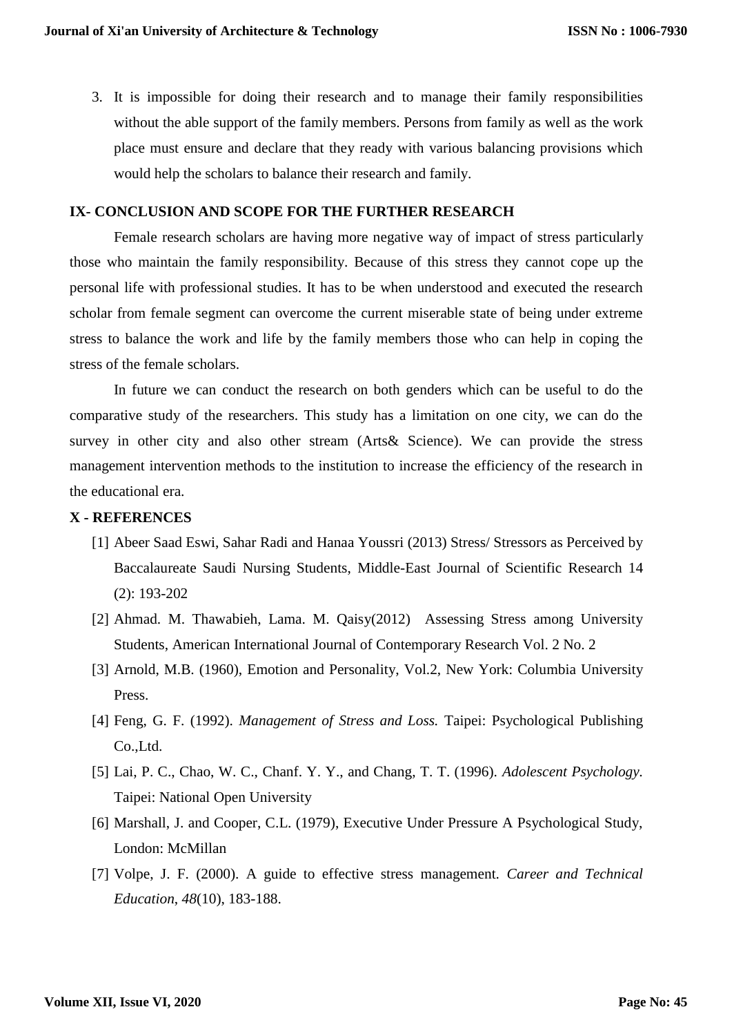3. It is impossible for doing their research and to manage their family responsibilities without the able support of the family members. Persons from family as well as the work place must ensure and declare that they ready with various balancing provisions which would help the scholars to balance their research and family.

## IX- CONCLUSION AND SCOPE FOR THE FURTHER RESEARCH

Female research scholars are having more negative way of impact of stress particularly those who maintain the family responsibility. Because of this stress they cannot cope up the personal life with professional studies. It has to be when understood and executed the research scholar from female segment can overcome the current miserable state of being under extreme stress to balance the work and life by the family members those who can help in coping the stress of the female scholars.

In future we can conduct the research on both genders which can be useful to do the comparative study of the researchers. This study has a limitation on one city, we can do the survey in other city and also other stream (Arts& Science). We can provide the stress management intervention methods to the institution to increase the efficiency of the research in the educational era.

## X - REFERENCES

[1] Abeer Saad Eswi, Sahar Radi and Hanaa Youssri (2013) Stress/ Stressors as Perceived by Baccalaureate Saudi Nursing Students, Middle-East Journal of Scientific Research 14 (2): 193-202

[2] Ahmad. M. Thawabieh, Lama. M. Qaisy(2012) Assessing Stress among University Students, American International Journal of Contemporary Research Vol. 2 No. 2

[3] Arnold, M.B. (1960), Emotion and Personality, Vol.2, New York: Columbia University Press.

[4] Feng, G. F. (1992). *Management of Stress and Loss.* Taipei: Psychological Publishing Co.,Ltd.

[5] Lai, P. C., Chao, W. C., Chanf. Y. Y., and Chang, T. T. (1996). *Adolescent Psychology.* Taipei: National Open University

[6] Marshall, J. and Cooper, C.L. (1979), Executive Under Pressure A Psychological Study, London: McMillan

[7] Volpe, J. F. (2000). A guide to effective stress management. *Career and Technical Education*, *48*(10), 183-188.